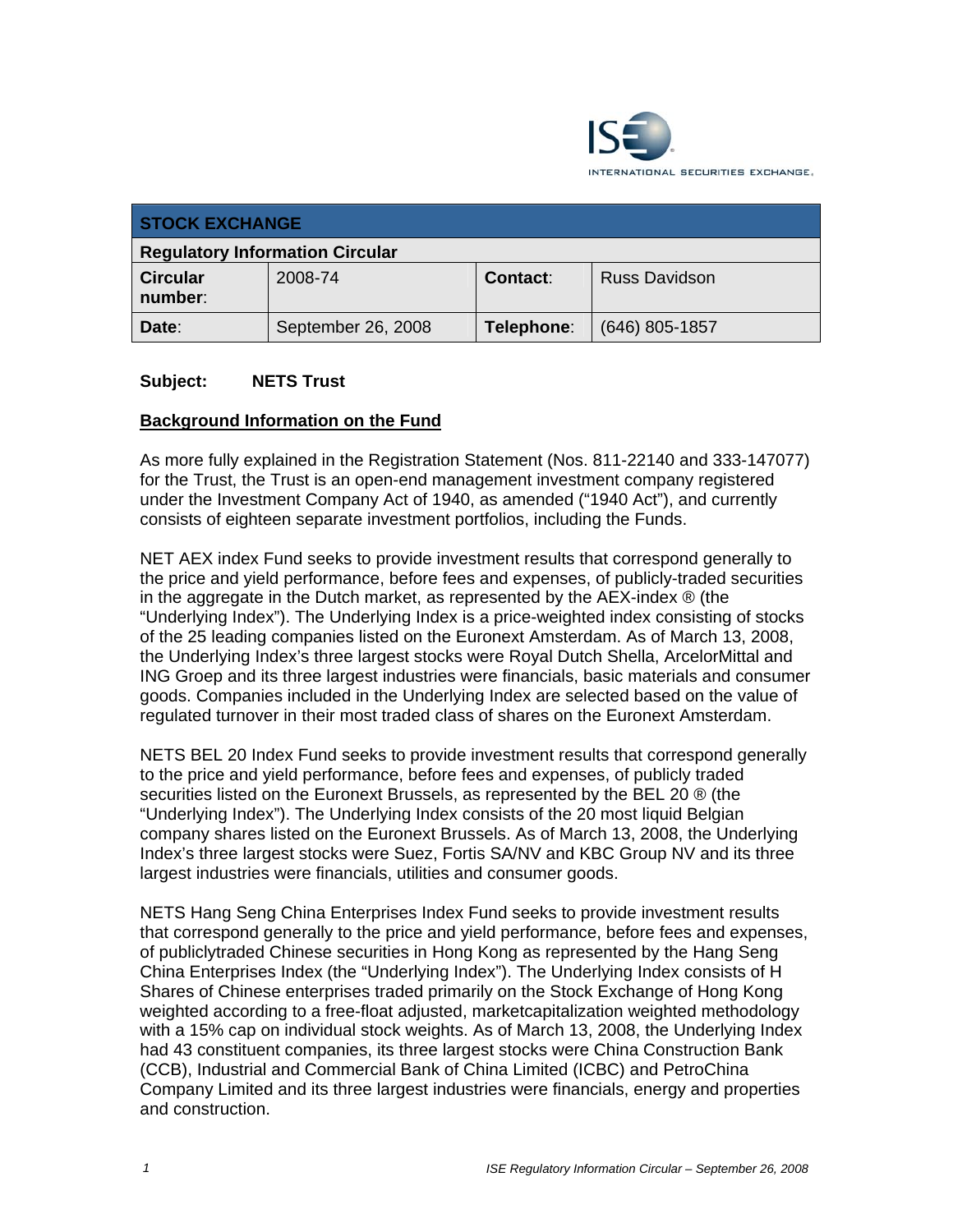## STOCK EXCHANGE

| Regulatory Information Circular | | | |
|---|---|---|---|
| **Circular number**: | 2008-74 | **Contact**: | Russ Davidson |
| **Date**: | September 26, 2008 | **Telephone**: | (646) 805-1857 |

**Subject: NETS Trust**

**Background Information on the Fund**

As more fully explained in the Registration Statement (Nos. 811-22140 and 333-147077) for the Trust, the Trust is an open-end management investment company registered under the Investment Company Act of 1940, as amended ("1940 Act"), and currently consists of eighteen separate investment portfolios, including the Funds.

NET AEX index Fund seeks to provide investment results that correspond generally to the price and yield performance, before fees and expenses, of publicly-traded securities in the aggregate in the Dutch market, as represented by the AEX-index ® (the "Underlying Index"). The Underlying Index is a price-weighted index consisting of stocks of the 25 leading companies listed on the Euronext Amsterdam. As of March 13, 2008, the Underlying Index's three largest stocks were Royal Dutch Shella, ArcelorMittal and ING Groep and its three largest industries were financials, basic materials and consumer goods. Companies included in the Underlying Index are selected based on the value of regulated turnover in their most traded class of shares on the Euronext Amsterdam.

NETS BEL 20 Index Fund seeks to provide investment results that correspond generally to the price and yield performance, before fees and expenses, of publicly traded securities listed on the Euronext Brussels, as represented by the BEL 20 ® (the "Underlying Index"). The Underlying Index consists of the 20 most liquid Belgian company shares listed on the Euronext Brussels. As of March 13, 2008, the Underlying Index's three largest stocks were Suez, Fortis SA/NV and KBC Group NV and its three largest industries were financials, utilities and consumer goods.

NETS Hang Seng China Enterprises Index Fund seeks to provide investment results that correspond generally to the price and yield performance, before fees and expenses, of publiclytraded Chinese securities in Hong Kong as represented by the Hang Seng China Enterprises Index (the "Underlying Index"). The Underlying Index consists of H Shares of Chinese enterprises traded primarily on the Stock Exchange of Hong Kong weighted according to a free-float adjusted, marketcapitalization weighted methodology with a 15% cap on individual stock weights. As of March 13, 2008, the Underlying Index had 43 constituent companies, its three largest stocks were China Construction Bank (CCB), Industrial and Commercial Bank of China Limited (ICBC) and PetroChina Company Limited and its three largest industries were financials, energy and properties and construction.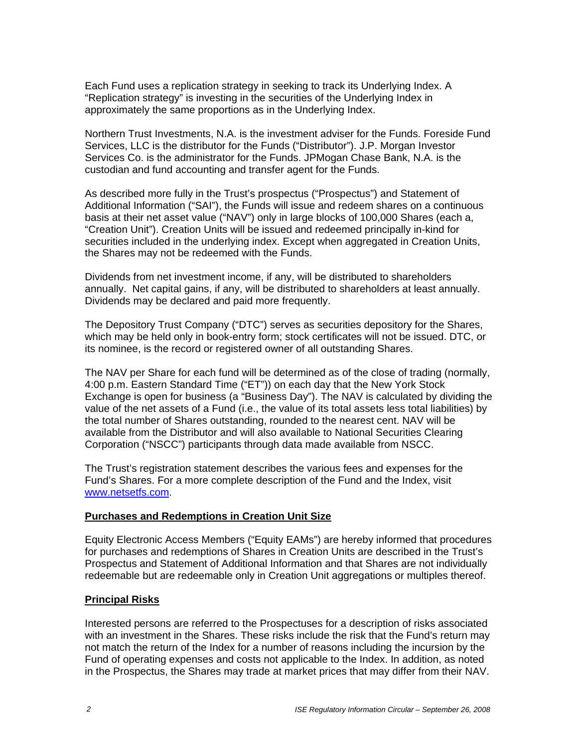Each Fund uses a replication strategy in seeking to track its Underlying Index. A "Replication strategy" is investing in the securities of the Underlying Index in approximately the same proportions as in the Underlying Index.

Northern Trust Investments, N.A. is the investment adviser for the Funds. Foreside Fund Services, LLC is the distributor for the Funds ("Distributor"). J.P. Morgan Investor Services Co. is the administrator for the Funds. JPMogan Chase Bank, N.A. is the custodian and fund accounting and transfer agent for the Funds.

As described more fully in the Trust's prospectus ("Prospectus") and Statement of Additional Information ("SAI"), the Funds will issue and redeem shares on a continuous basis at their net asset value ("NAV") only in large blocks of 100,000 Shares (each a, "Creation Unit"). Creation Units will be issued and redeemed principally in-kind for securities included in the underlying index. Except when aggregated in Creation Units, the Shares may not be redeemed with the Funds.

Dividends from net investment income, if any, will be distributed to shareholders annually. Net capital gains, if any, will be distributed to shareholders at least annually. Dividends may be declared and paid more frequently.

The Depository Trust Company ("DTC") serves as securities depository for the Shares, which may be held only in book-entry form; stock certificates will not be issued. DTC, or its nominee, is the record or registered owner of all outstanding Shares.

The NAV per Share for each fund will be determined as of the close of trading (normally, 4:00 p.m. Eastern Standard Time ("ET")) on each day that the New York Stock Exchange is open for business (a "Business Day"). The NAV is calculated by dividing the value of the net assets of a Fund (i.e., the value of its total assets less total liabilities) by the total number of Shares outstanding, rounded to the nearest cent. NAV will be available from the Distributor and will also available to National Securities Clearing Corporation ("NSCC") participants through data made available from NSCC.

The Trust's registration statement describes the various fees and expenses for the Fund's Shares. For a more complete description of the Fund and the Index, visit www.netsetfs.com.

**Purchases and Redemptions in Creation Unit Size**

Equity Electronic Access Members ("Equity EAMs") are hereby informed that procedures for purchases and redemptions of Shares in Creation Units are described in the Trust's Prospectus and Statement of Additional Information and that Shares are not individually redeemable but are redeemable only in Creation Unit aggregations or multiples thereof.

**Principal Risks**

Interested persons are referred to the Prospectuses for a description of risks associated with an investment in the Shares. These risks include the risk that the Fund's return may not match the return of the Index for a number of reasons including the incursion by the Fund of operating expenses and costs not applicable to the Index. In addition, as noted in the Prospectus, the Shares may trade at market prices that may differ from their NAV.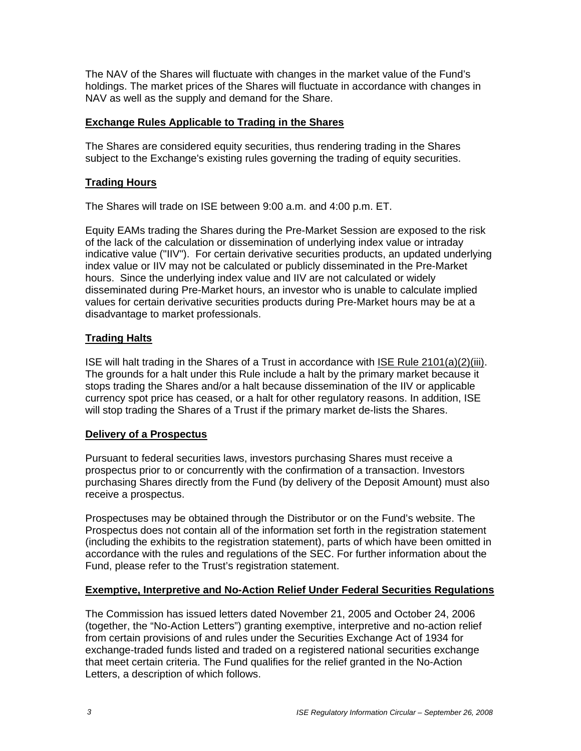The NAV of the Shares will fluctuate with changes in the market value of the Fund's holdings. The market prices of the Shares will fluctuate in accordance with changes in NAV as well as the supply and demand for the Share.

## Exchange Rules Applicable to Trading in the Shares

The Shares are considered equity securities, thus rendering trading in the Shares subject to the Exchange's existing rules governing the trading of equity securities.

## Trading Hours

The Shares will trade on ISE between 9:00 a.m. and 4:00 p.m. ET.

Equity EAMs trading the Shares during the Pre-Market Session are exposed to the risk of the lack of the calculation or dissemination of underlying index value or intraday indicative value ("IIV"). For certain derivative securities products, an updated underlying index value or IIV may not be calculated or publicly disseminated in the Pre-Market hours. Since the underlying index value and IIV are not calculated or widely disseminated during Pre-Market hours, an investor who is unable to calculate implied values for certain derivative securities products during Pre-Market hours may be at a disadvantage to market professionals.

## Trading Halts

ISE will halt trading in the Shares of a Trust in accordance with ISE Rule 2101(a)(2)(iii). The grounds for a halt under this Rule include a halt by the primary market because it stops trading the Shares and/or a halt because dissemination of the IIV or applicable currency spot price has ceased, or a halt for other regulatory reasons. In addition, ISE will stop trading the Shares of a Trust if the primary market de-lists the Shares.

## Delivery of a Prospectus

Pursuant to federal securities laws, investors purchasing Shares must receive a prospectus prior to or concurrently with the confirmation of a transaction. Investors purchasing Shares directly from the Fund (by delivery of the Deposit Amount) must also receive a prospectus.

Prospectuses may be obtained through the Distributor or on the Fund's website. The Prospectus does not contain all of the information set forth in the registration statement (including the exhibits to the registration statement), parts of which have been omitted in accordance with the rules and regulations of the SEC. For further information about the Fund, please refer to the Trust's registration statement.

## Exemptive, Interpretive and No-Action Relief Under Federal Securities Regulations

The Commission has issued letters dated November 21, 2005 and October 24, 2006 (together, the "No-Action Letters") granting exemptive, interpretive and no-action relief from certain provisions of and rules under the Securities Exchange Act of 1934 for exchange-traded funds listed and traded on a registered national securities exchange that meet certain criteria. The Fund qualifies for the relief granted in the No-Action Letters, a description of which follows.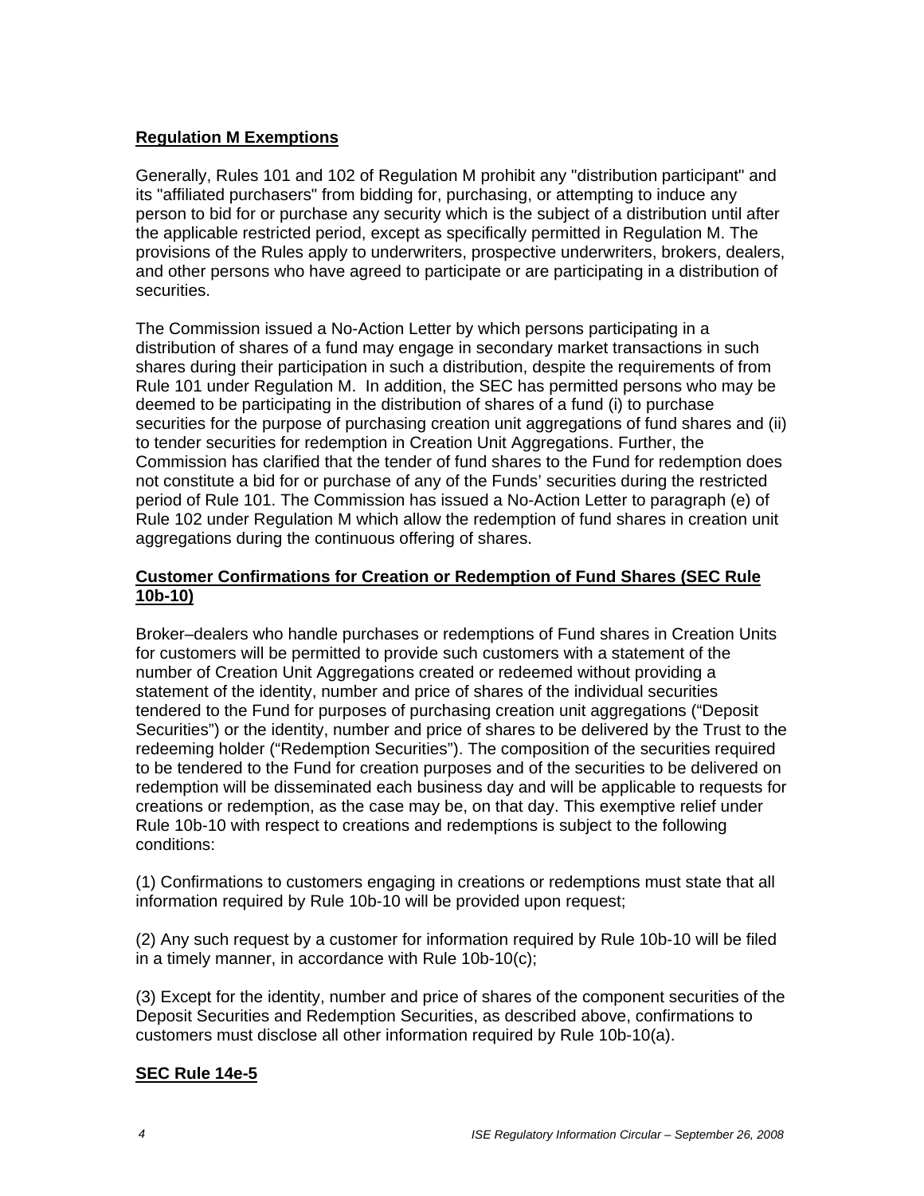## Regulation M Exemptions

Generally, Rules 101 and 102 of Regulation M prohibit any "distribution participant" and its "affiliated purchasers" from bidding for, purchasing, or attempting to induce any person to bid for or purchase any security which is the subject of a distribution until after the applicable restricted period, except as specifically permitted in Regulation M. The provisions of the Rules apply to underwriters, prospective underwriters, brokers, dealers, and other persons who have agreed to participate or are participating in a distribution of securities.

The Commission issued a No-Action Letter by which persons participating in a distribution of shares of a fund may engage in secondary market transactions in such shares during their participation in such a distribution, despite the requirements of from Rule 101 under Regulation M. In addition, the SEC has permitted persons who may be deemed to be participating in the distribution of shares of a fund (i) to purchase securities for the purpose of purchasing creation unit aggregations of fund shares and (ii) to tender securities for redemption in Creation Unit Aggregations. Further, the Commission has clarified that the tender of fund shares to the Fund for redemption does not constitute a bid for or purchase of any of the Funds' securities during the restricted period of Rule 101. The Commission has issued a No-Action Letter to paragraph (e) of Rule 102 under Regulation M which allow the redemption of fund shares in creation unit aggregations during the continuous offering of shares.

## Customer Confirmations for Creation or Redemption of Fund Shares (SEC Rule 10b-10)

Broker–dealers who handle purchases or redemptions of Fund shares in Creation Units for customers will be permitted to provide such customers with a statement of the number of Creation Unit Aggregations created or redeemed without providing a statement of the identity, number and price of shares of the individual securities tendered to the Fund for purposes of purchasing creation unit aggregations ("Deposit Securities") or the identity, number and price of shares to be delivered by the Trust to the redeeming holder ("Redemption Securities"). The composition of the securities required to be tendered to the Fund for creation purposes and of the securities to be delivered on redemption will be disseminated each business day and will be applicable to requests for creations or redemption, as the case may be, on that day. This exemptive relief under Rule 10b-10 with respect to creations and redemptions is subject to the following conditions:

(1) Confirmations to customers engaging in creations or redemptions must state that all information required by Rule 10b-10 will be provided upon request;

(2) Any such request by a customer for information required by Rule 10b-10 will be filed in a timely manner, in accordance with Rule 10b-10(c);

(3) Except for the identity, number and price of shares of the component securities of the Deposit Securities and Redemption Securities, as described above, confirmations to customers must disclose all other information required by Rule 10b-10(a).

## SEC Rule 14e-5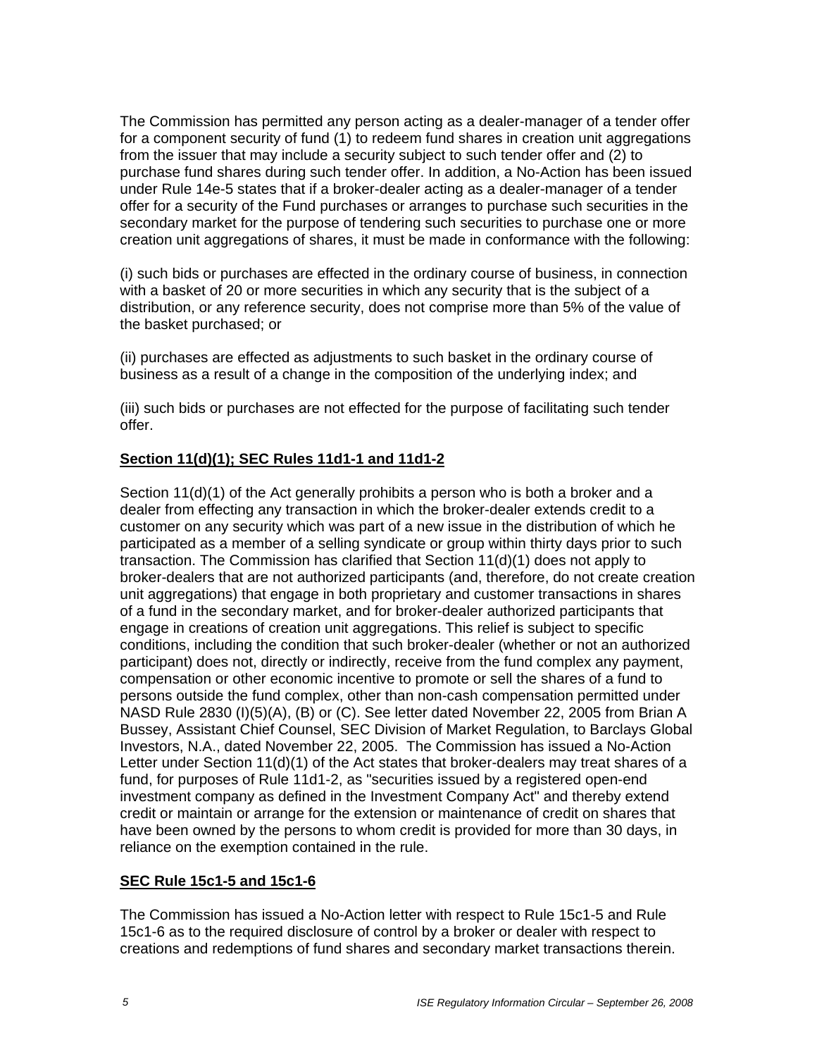The Commission has permitted any person acting as a dealer-manager of a tender offer for a component security of fund (1) to redeem fund shares in creation unit aggregations from the issuer that may include a security subject to such tender offer and (2) to purchase fund shares during such tender offer. In addition, a No-Action has been issued under Rule 14e-5 states that if a broker-dealer acting as a dealer-manager of a tender offer for a security of the Fund purchases or arranges to purchase such securities in the secondary market for the purpose of tendering such securities to purchase one or more creation unit aggregations of shares, it must be made in conformance with the following:

(i) such bids or purchases are effected in the ordinary course of business, in connection with a basket of 20 or more securities in which any security that is the subject of a distribution, or any reference security, does not comprise more than 5% of the value of the basket purchased; or

(ii) purchases are effected as adjustments to such basket in the ordinary course of business as a result of a change in the composition of the underlying index; and

(iii) such bids or purchases are not effected for the purpose of facilitating such tender offer.

**Section 11(d)(1); SEC Rules 11d1-1 and 11d1-2**

Section 11(d)(1) of the Act generally prohibits a person who is both a broker and a dealer from effecting any transaction in which the broker-dealer extends credit to a customer on any security which was part of a new issue in the distribution of which he participated as a member of a selling syndicate or group within thirty days prior to such transaction. The Commission has clarified that Section 11(d)(1) does not apply to broker-dealers that are not authorized participants (and, therefore, do not create creation unit aggregations) that engage in both proprietary and customer transactions in shares of a fund in the secondary market, and for broker-dealer authorized participants that engage in creations of creation unit aggregations. This relief is subject to specific conditions, including the condition that such broker-dealer (whether or not an authorized participant) does not, directly or indirectly, receive from the fund complex any payment, compensation or other economic incentive to promote or sell the shares of a fund to persons outside the fund complex, other than non-cash compensation permitted under NASD Rule 2830 (I)(5)(A), (B) or (C). See letter dated November 22, 2005 from Brian A Bussey, Assistant Chief Counsel, SEC Division of Market Regulation, to Barclays Global Investors, N.A., dated November 22, 2005. The Commission has issued a No-Action Letter under Section 11(d)(1) of the Act states that broker-dealers may treat shares of a fund, for purposes of Rule 11d1-2, as "securities issued by a registered open-end investment company as defined in the Investment Company Act" and thereby extend credit or maintain or arrange for the extension or maintenance of credit on shares that have been owned by the persons to whom credit is provided for more than 30 days, in reliance on the exemption contained in the rule.

**SEC Rule 15c1-5 and 15c1-6**

The Commission has issued a No-Action letter with respect to Rule 15c1-5 and Rule 15c1-6 as to the required disclosure of control by a broker or dealer with respect to creations and redemptions of fund shares and secondary market transactions therein.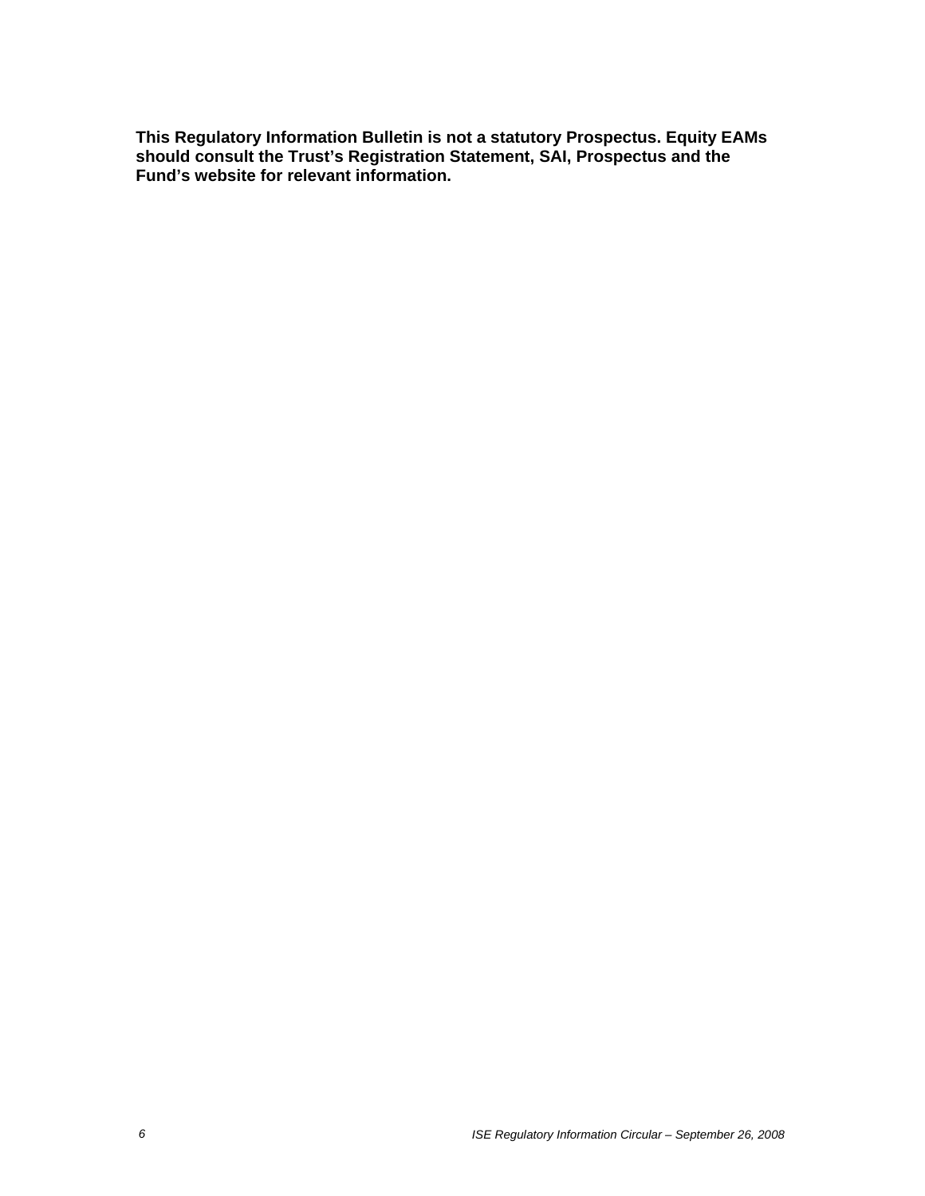**This Regulatory Information Bulletin is not a statutory Prospectus. Equity EAMs should consult the Trust's Registration Statement, SAI, Prospectus and the Fund's website for relevant information.**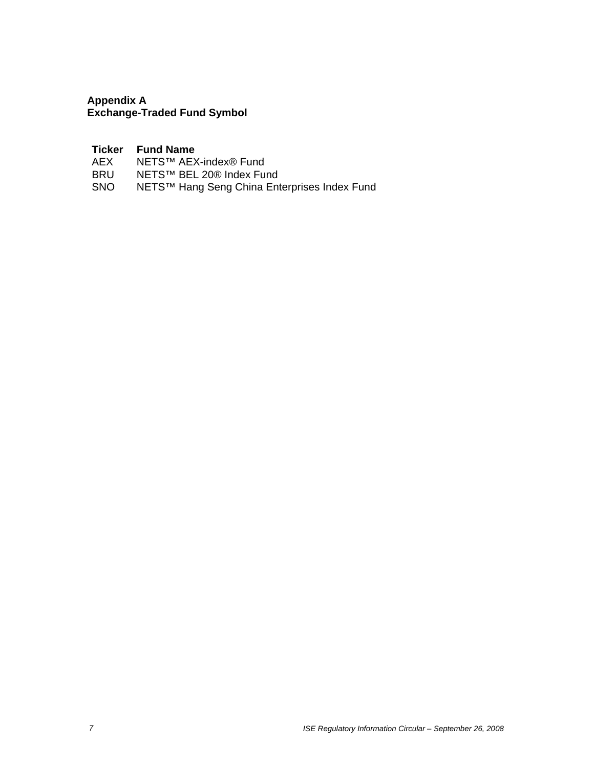**Appendix A**
**Exchange-Traded Fund Symbol**

| Ticker | Fund Name |
| --- | --- |
| AEX | NETS™ AEX-index® Fund |
| BRU | NETS™ BEL 20® Index Fund |
| SNO | NETS™ Hang Seng China Enterprises Index Fund |